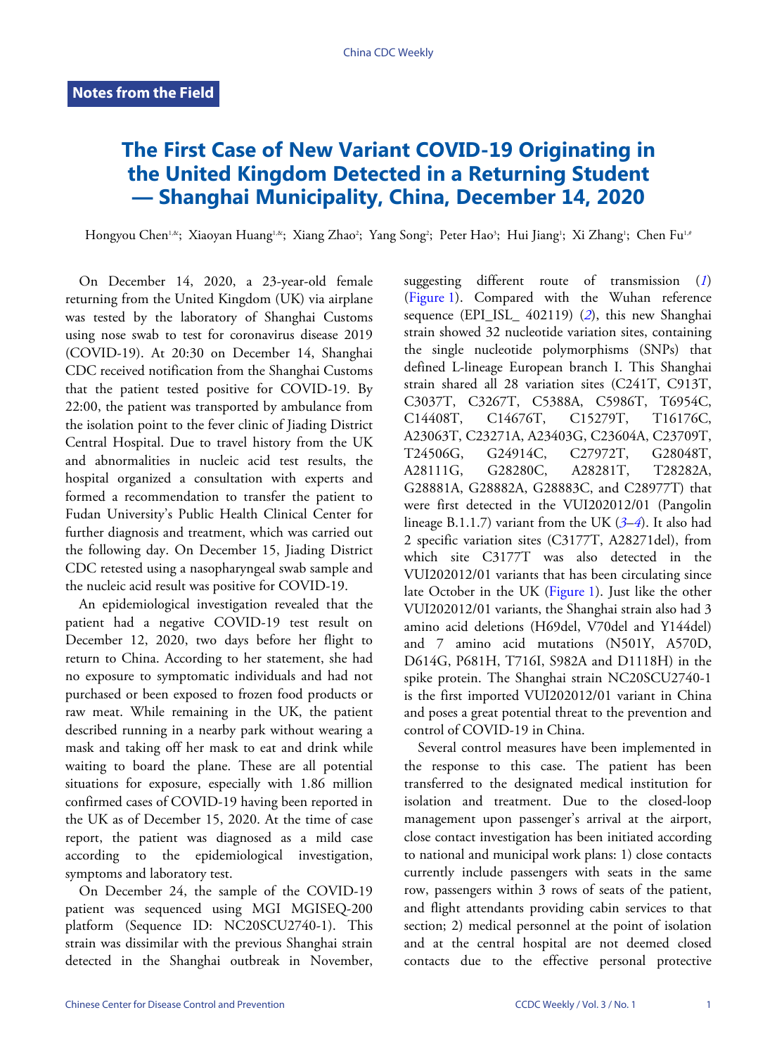**Notes from the Field**

# The First Case of New Variant COVID-19 Originating in the United Kingdom Detected in a Returning Student — Shanghai Municipality, China, December 14, 2020

Hongyou Chen[1,&]; Xiaoyan Huang[1,&]; Xiang Zhao[2]; Yang Song[2]; Peter Hao[3]; Hui Jiang[1]; Xi Zhang[1]; Chen Fu[1,#]

On December 14, 2020, a 23-year-old female returning from the United Kingdom (UK) via airplane was tested by the laboratory of Shanghai Customs using nose swab to test for coronavirus disease 2019 (COVID-19). At 20:30 on December 14, Shanghai CDC received notification from the Shanghai Customs that the patient tested positive for COVID-19. By 22:00, the patient was transported by ambulance from the isolation point to the fever clinic of Jiading District Central Hospital. Due to travel history from the UK and abnormalities in nucleic acid test results, the hospital organized a consultation with experts and formed a recommendation to transfer the patient to Fudan University's Public Health Clinical Center for further diagnosis and treatment, which was carried out the following day. On December 15, Jiading District CDC retested using a nasopharyngeal swab sample and the nucleic acid result was positive for COVID-19.

An epidemiological investigation revealed that the patient had a negative COVID-19 test result on December 12, 2020, two days before her flight to return to China. According to her statement, she had no exposure to symptomatic individuals and had not purchased or been exposed to frozen food products or raw meat. While remaining in the UK, the patient described running in a nearby park without wearing a mask and taking off her mask to eat and drink while waiting to board the plane. These are all potential situations for exposure, especially with 1.86 million confirmed cases of COVID-19 having been reported in the UK as of December 15, 2020. At the time of case report, the patient was diagnosed as a mild case according to the epidemiological investigation, symptoms and laboratory test.

On December 24, the sample of the COVID-19 patient was sequenced using MGI MGISEQ-200 platform (Sequence ID: NC20SCU2740-1). This strain was dissimilar with the previous Shanghai strain detected in the Shanghai outbreak in November, suggesting different route of transmission (*1*) (Figure 1). Compared with the Wuhan reference sequence (EPI_ISL_ 402119) (*2*), this new Shanghai strain showed 32 nucleotide variation sites, containing the single nucleotide polymorphisms (SNPs) that defined L-lineage European branch I. This Shanghai strain shared all 28 variation sites (C241T, C913T, C3037T, C3267T, C5388A, C5986T, T6954C, C14408T, C14676T, C15279T, T16176C, A23063T, C23271A, A23403G, C23604A, C23709T, T24506G, G24914C, C27972T, G28048T, A28111G, G28280C, A28281T, T28282A, G28881A, G28882A, G28883C, and C28977T) that were first detected in the VUI202012/01 (Pangolin lineage B.1.1.7) variant from the UK (*3*–*4*). It also had 2 specific variation sites (C3177T, A28271del), from which site C3177T was also detected in the VUI202012/01 variants that has been circulating since late October in the UK (Figure 1). Just like the other VUI202012/01 variants, the Shanghai strain also had 3 amino acid deletions (H69del, V70del and Y144del) and 7 amino acid mutations (N501Y, A570D, D614G, P681H, T716I, S982A and D1118H) in the spike protein. The Shanghai strain NC20SCU2740-1 is the first imported VUI202012/01 variant in China and poses a great potential threat to the prevention and control of COVID-19 in China.

Several control measures have been implemented in the response to this case. The patient has been transferred to the designated medical institution for isolation and treatment. Due to the closed-loop management upon passenger's arrival at the airport, close contact investigation has been initiated according to national and municipal work plans: 1) close contacts currently include passengers with seats in the same row, passengers within 3 rows of seats of the patient, and flight attendants providing cabin services to that section; 2) medical personnel at the point of isolation and at the central hospital are not deemed closed contacts due to the effective personal protective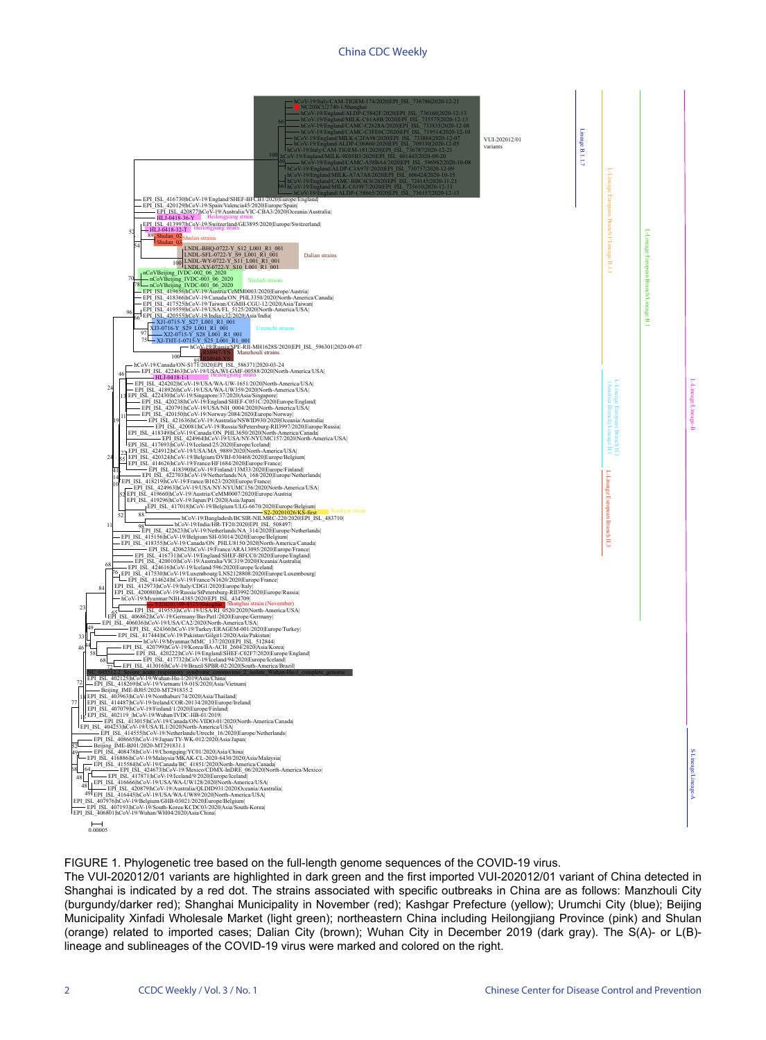FIGURE 1. Phylogenetic tree based on the full-length genome sequences of the COVID-19 virus.

The VUI-202012/01 variants are highlighted in dark green and the first imported VUI-202012/01 variant of China detected in Shanghai is indicated by a red dot. The strains associated with specific outbreaks in China are as follows: Manzhouli City (burgundy/darker red); Shanghai Municipality in November (red); Kashgar Prefecture (yellow); Urumchi City (blue); Beijing Municipality Xinfadi Wholesale Market (light green); northeastern China including Heilongjiang Province (pink) and Shulan (orange) related to imported cases; Dalian City (brown); Wuhan City in December 2019 (dark gray). The S(A)- or L(B)-lineage and sublineages of the COVID-19 virus were marked and colored on the right.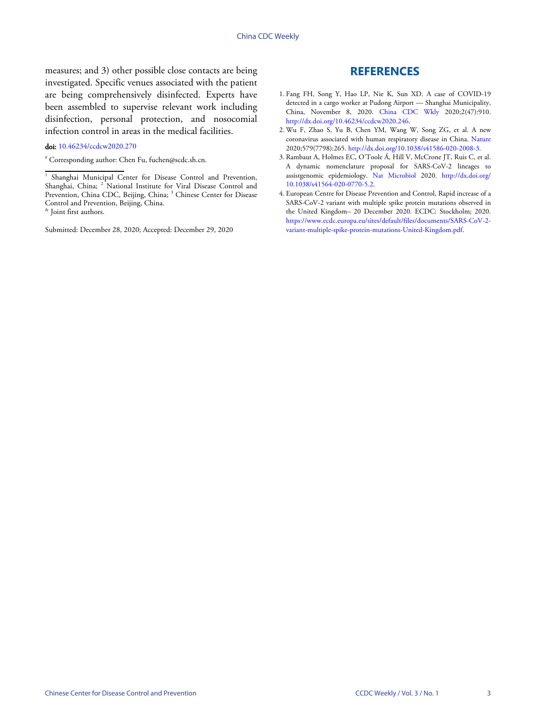measures; and 3) other possible close contacts are being investigated. Specific venues associated with the patient are being comprehensively disinfected. Experts have been assembled to supervise relevant work including disinfection, personal protection, and nosocomial infection control in areas in the medical facilities.

**doi:** 10.46234/ccdcw2020.270

[#] Corresponding author: Chen Fu, fuchen@scdc.sh.cn.

[1] Shanghai Municipal Center for Disease Control and Prevention, Shanghai, China; [2] National Institute for Viral Disease Control and Prevention, China CDC, Beijing, China; [3] Chinese Center for Disease Control and Prevention, Beijing, China.
[&] Joint first authors.

Submitted: December 28, 2020; Accepted: December 29, 2020

## REFERENCES

1. Fang FH, Song Y, Hao LP, Nie K, Sun XD. A case of COVID-19 detected in a cargo worker at Pudong Airport — Shanghai Municipality, China, November 8, 2020. China CDC Wkly 2020;2(47):910. http://dx.doi.org/10.46234/ccdcw2020.246.
2. Wu F, Zhao S, Yu B, Chen YM, Wang W, Song ZG, et al. A new coronavirus associated with human respiratory disease in China. Nature 2020;579(7798):265. http://dx.doi.org/10.1038/s41586-020-2008-3.
3. Rambaut A, Holmes EC, O'Toole Á, Hill V, McCrone JT, Ruis C, et al. A dynamic nomenclature proposal for SARS-CoV-2 lineages to assistgenomic epidemiology. Nat Microbiol 2020. http://dx.doi.org/10.1038/s41564-020-0770-5.2.
4. European Centre for Disease Prevention and Control, Rapid increase of a SARS-CoV-2 variant with multiple spike protein mutations observed in the United Kingdom– 20 December 2020. ECDC: Stockholm; 2020. https://www.ecdc.europa.eu/sites/default/files/documents/SARS-CoV-2-variant-multiple-spike-protein-mutations-United-Kingdom.pdf.